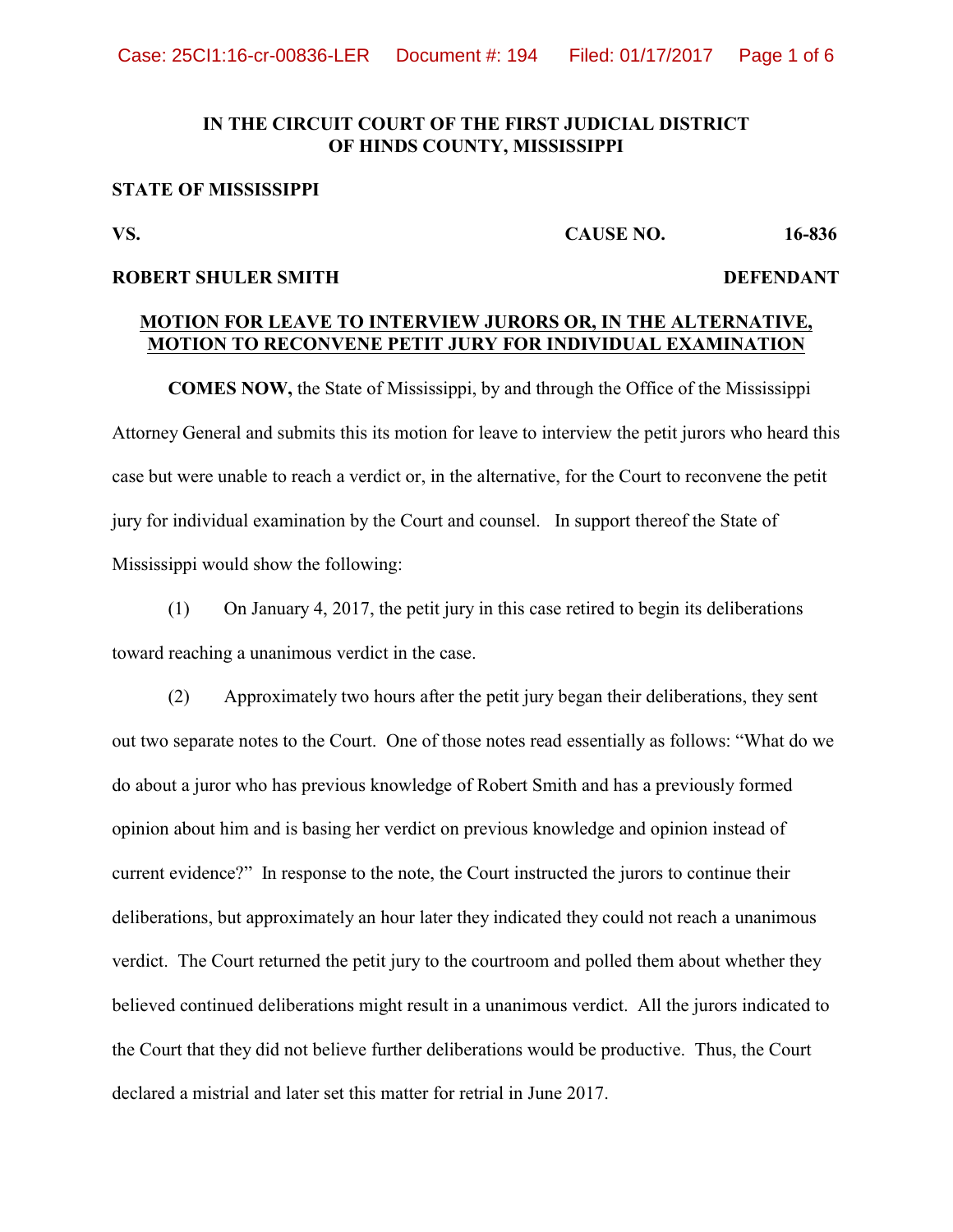**IN THE CIRCUIT COURT OF THE FIRST JUDICIAL DISTRICT OF HINDS COUNTY, MISSISSIPPI**

**STATE OF MISSISSIPPI**

**VS.** **CAUSE NO. 16-836**

**ROBERT SHULER SMITH** **DEFENDANT**

**MOTION FOR LEAVE TO INTERVIEW JURORS OR, IN THE ALTERNATIVE, MOTION TO RECONVENE PETIT JURY FOR INDIVIDUAL EXAMINATION**

**COMES NOW,** the State of Mississippi, by and through the Office of the Mississippi Attorney General and submits this its motion for leave to interview the petit jurors who heard this case but were unable to reach a verdict or, in the alternative, for the Court to reconvene the petit jury for individual examination by the Court and counsel. In support thereof the State of Mississippi would show the following:

(1) On January 4, 2017, the petit jury in this case retired to begin its deliberations toward reaching a unanimous verdict in the case.

(2) Approximately two hours after the petit jury began their deliberations, they sent out two separate notes to the Court. One of those notes read essentially as follows: "What do we do about a juror who has previous knowledge of Robert Smith and has a previously formed opinion about him and is basing her verdict on previous knowledge and opinion instead of current evidence?" In response to the note, the Court instructed the jurors to continue their deliberations, but approximately an hour later they indicated they could not reach a unanimous verdict. The Court returned the petit jury to the courtroom and polled them about whether they believed continued deliberations might result in a unanimous verdict. All the jurors indicated to the Court that they did not believe further deliberations would be productive. Thus, the Court declared a mistrial and later set this matter for retrial in June 2017.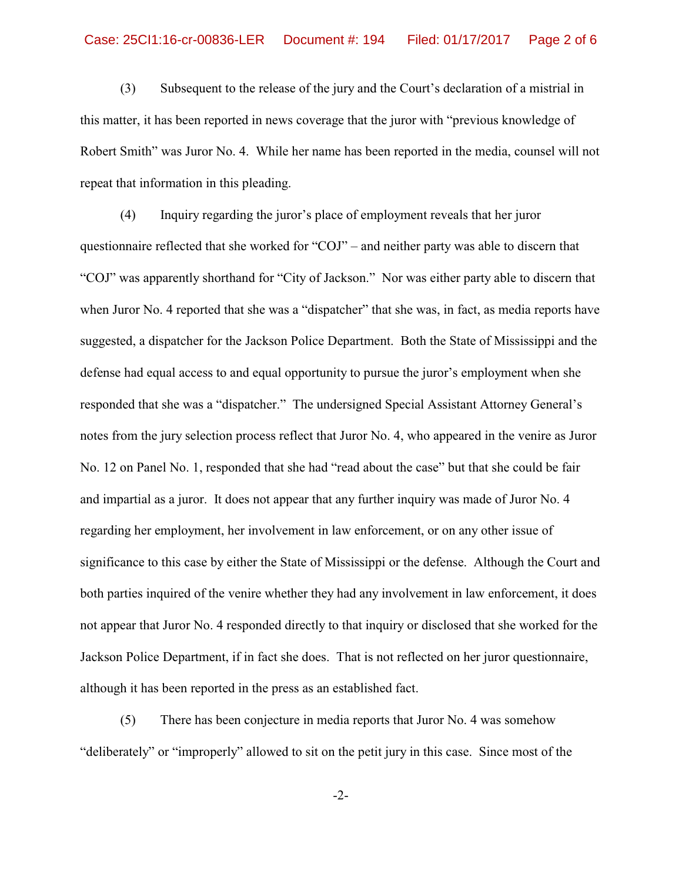(3) Subsequent to the release of the jury and the Court's declaration of a mistrial in this matter, it has been reported in news coverage that the juror with "previous knowledge of Robert Smith" was Juror No. 4. While her name has been reported in the media, counsel will not repeat that information in this pleading.

(4) Inquiry regarding the juror's place of employment reveals that her juror questionnaire reflected that she worked for "COJ" – and neither party was able to discern that "COJ" was apparently shorthand for "City of Jackson." Nor was either party able to discern that when Juror No. 4 reported that she was a "dispatcher" that she was, in fact, as media reports have suggested, a dispatcher for the Jackson Police Department. Both the State of Mississippi and the defense had equal access to and equal opportunity to pursue the juror's employment when she responded that she was a "dispatcher." The undersigned Special Assistant Attorney General's notes from the jury selection process reflect that Juror No. 4, who appeared in the venire as Juror No. 12 on Panel No. 1, responded that she had "read about the case" but that she could be fair and impartial as a juror. It does not appear that any further inquiry was made of Juror No. 4 regarding her employment, her involvement in law enforcement, or on any other issue of significance to this case by either the State of Mississippi or the defense. Although the Court and both parties inquired of the venire whether they had any involvement in law enforcement, it does not appear that Juror No. 4 responded directly to that inquiry or disclosed that she worked for the Jackson Police Department, if in fact she does. That is not reflected on her juror questionnaire, although it has been reported in the press as an established fact.

(5) There has been conjecture in media reports that Juror No. 4 was somehow "deliberately" or "improperly" allowed to sit on the petit jury in this case. Since most of the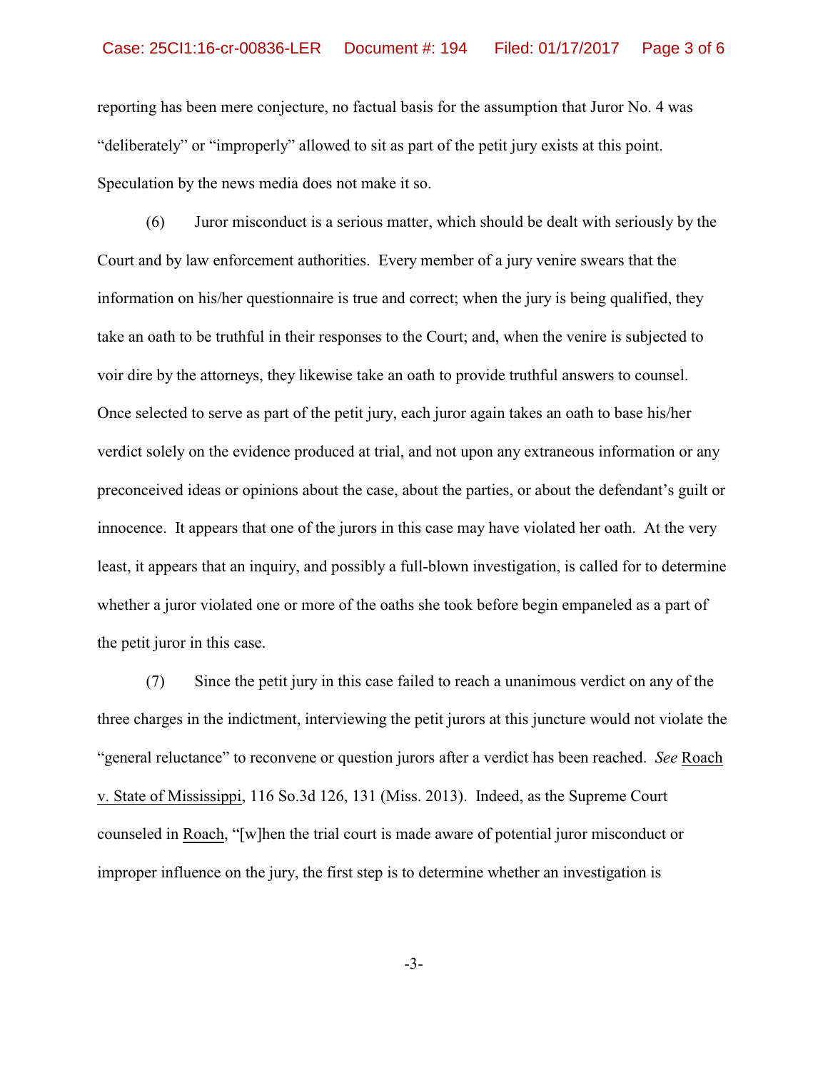reporting has been mere conjecture, no factual basis for the assumption that Juror No. 4 was "deliberately" or "improperly" allowed to sit as part of the petit jury exists at this point. Speculation by the news media does not make it so.

(6) Juror misconduct is a serious matter, which should be dealt with seriously by the Court and by law enforcement authorities. Every member of a jury venire swears that the information on his/her questionnaire is true and correct; when the jury is being qualified, they take an oath to be truthful in their responses to the Court; and, when the venire is subjected to voir dire by the attorneys, they likewise take an oath to provide truthful answers to counsel. Once selected to serve as part of the petit jury, each juror again takes an oath to base his/her verdict solely on the evidence produced at trial, and not upon any extraneous information or any preconceived ideas or opinions about the case, about the parties, or about the defendant's guilt or innocence. It appears that one of the jurors in this case may have violated her oath. At the very least, it appears that an inquiry, and possibly a full-blown investigation, is called for to determine whether a juror violated one or more of the oaths she took before begin empaneled as a part of the petit juror in this case.

(7) Since the petit jury in this case failed to reach a unanimous verdict on any of the three charges in the indictment, interviewing the petit jurors at this juncture would not violate the "general reluctance" to reconvene or question jurors after a verdict has been reached. *See* Roach v. State of Mississippi, 116 So.3d 126, 131 (Miss. 2013). Indeed, as the Supreme Court counseled in Roach, "[w]hen the trial court is made aware of potential juror misconduct or improper influence on the jury, the first step is to determine whether an investigation is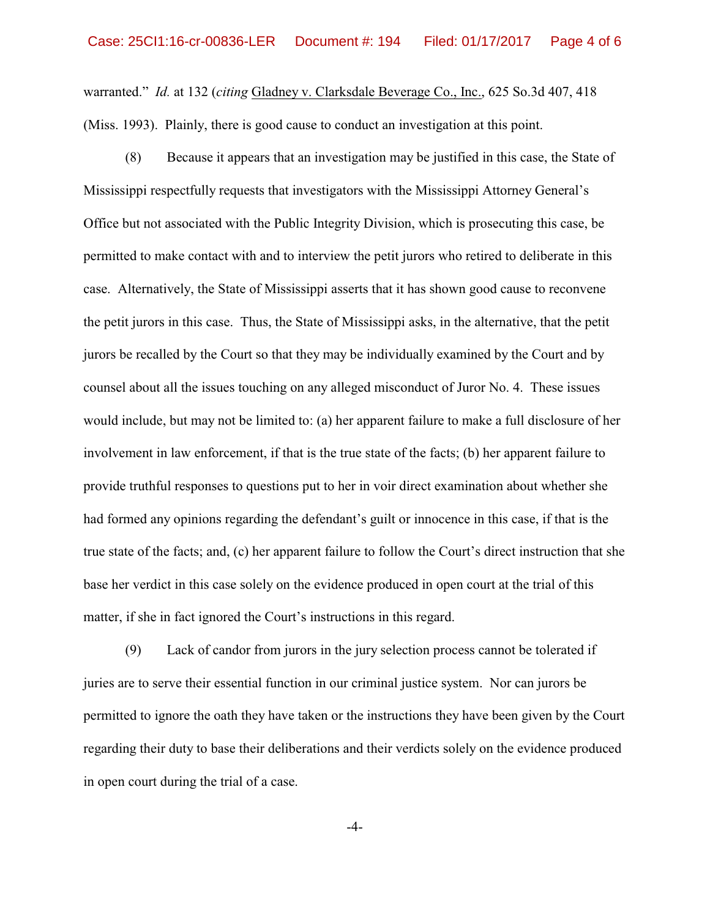warranted." *Id.* at 132 (*citing* Gladney v. Clarksdale Beverage Co., Inc., 625 So.3d 407, 418 (Miss. 1993). Plainly, there is good cause to conduct an investigation at this point.

(8) Because it appears that an investigation may be justified in this case, the State of Mississippi respectfully requests that investigators with the Mississippi Attorney General's Office but not associated with the Public Integrity Division, which is prosecuting this case, be permitted to make contact with and to interview the petit jurors who retired to deliberate in this case. Alternatively, the State of Mississippi asserts that it has shown good cause to reconvene the petit jurors in this case. Thus, the State of Mississippi asks, in the alternative, that the petit jurors be recalled by the Court so that they may be individually examined by the Court and by counsel about all the issues touching on any alleged misconduct of Juror No. 4. These issues would include, but may not be limited to: (a) her apparent failure to make a full disclosure of her involvement in law enforcement, if that is the true state of the facts; (b) her apparent failure to provide truthful responses to questions put to her in voir direct examination about whether she had formed any opinions regarding the defendant's guilt or innocence in this case, if that is the true state of the facts; and, (c) her apparent failure to follow the Court's direct instruction that she base her verdict in this case solely on the evidence produced in open court at the trial of this matter, if she in fact ignored the Court's instructions in this regard.

(9) Lack of candor from jurors in the jury selection process cannot be tolerated if juries are to serve their essential function in our criminal justice system. Nor can jurors be permitted to ignore the oath they have taken or the instructions they have been given by the Court regarding their duty to base their deliberations and their verdicts solely on the evidence produced in open court during the trial of a case.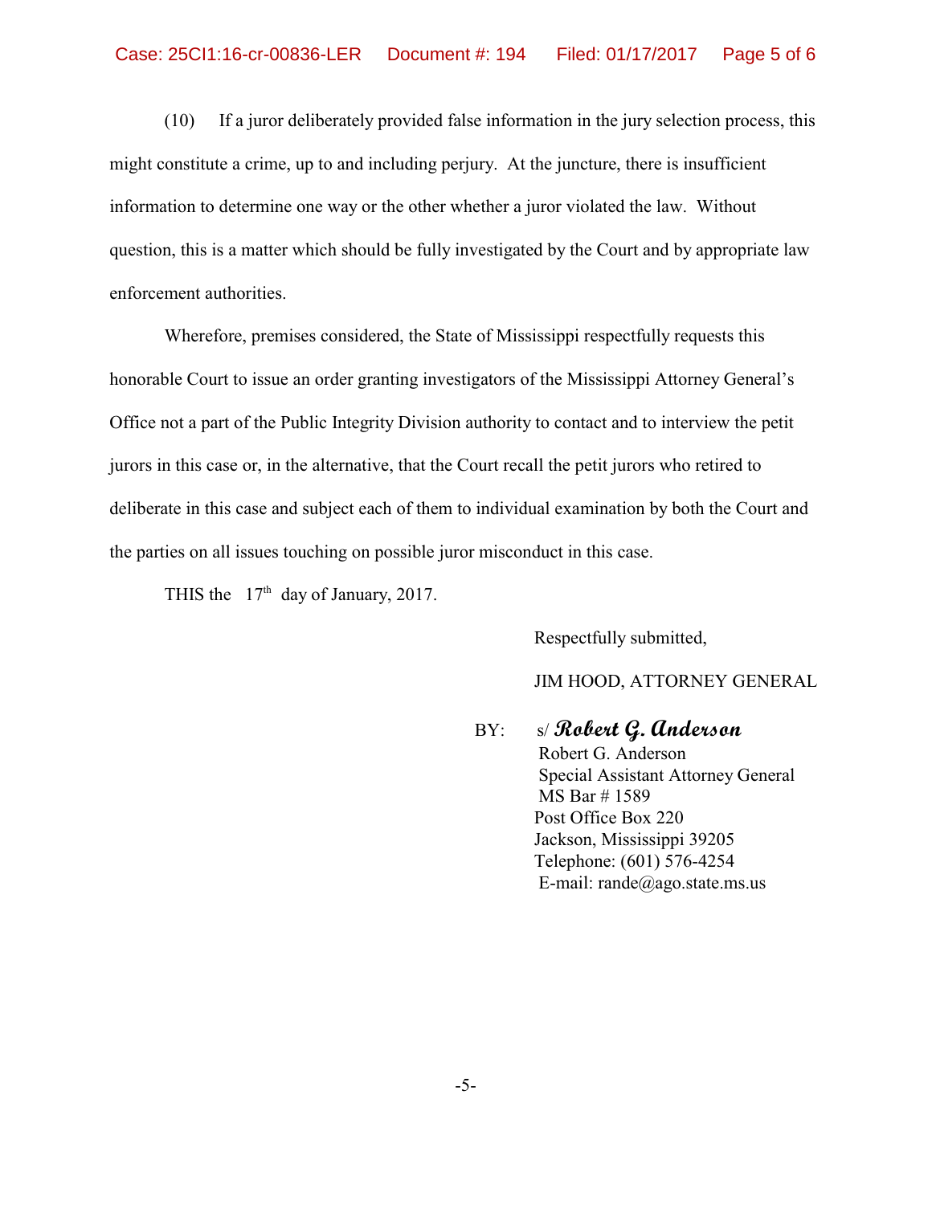(10) If a juror deliberately provided false information in the jury selection process, this might constitute a crime, up to and including perjury. At the juncture, there is insufficient information to determine one way or the other whether a juror violated the law. Without question, this is a matter which should be fully investigated by the Court and by appropriate law enforcement authorities.

Wherefore, premises considered, the State of Mississippi respectfully requests this honorable Court to issue an order granting investigators of the Mississippi Attorney General's Office not a part of the Public Integrity Division authority to contact and to interview the petit jurors in this case or, in the alternative, that the Court recall the petit jurors who retired to deliberate in this case and subject each of them to individual examination by both the Court and the parties on all issues touching on possible juror misconduct in this case.

THIS the 17th day of January, 2017.

Respectfully submitted,

JIM HOOD, ATTORNEY GENERAL

BY: s/ *Robert G. Anderson*
Robert G. Anderson
Special Assistant Attorney General
MS Bar # 1589
Post Office Box 220
Jackson, Mississippi 39205
Telephone: (601) 576-4254
E-mail: rande@ago.state.ms.us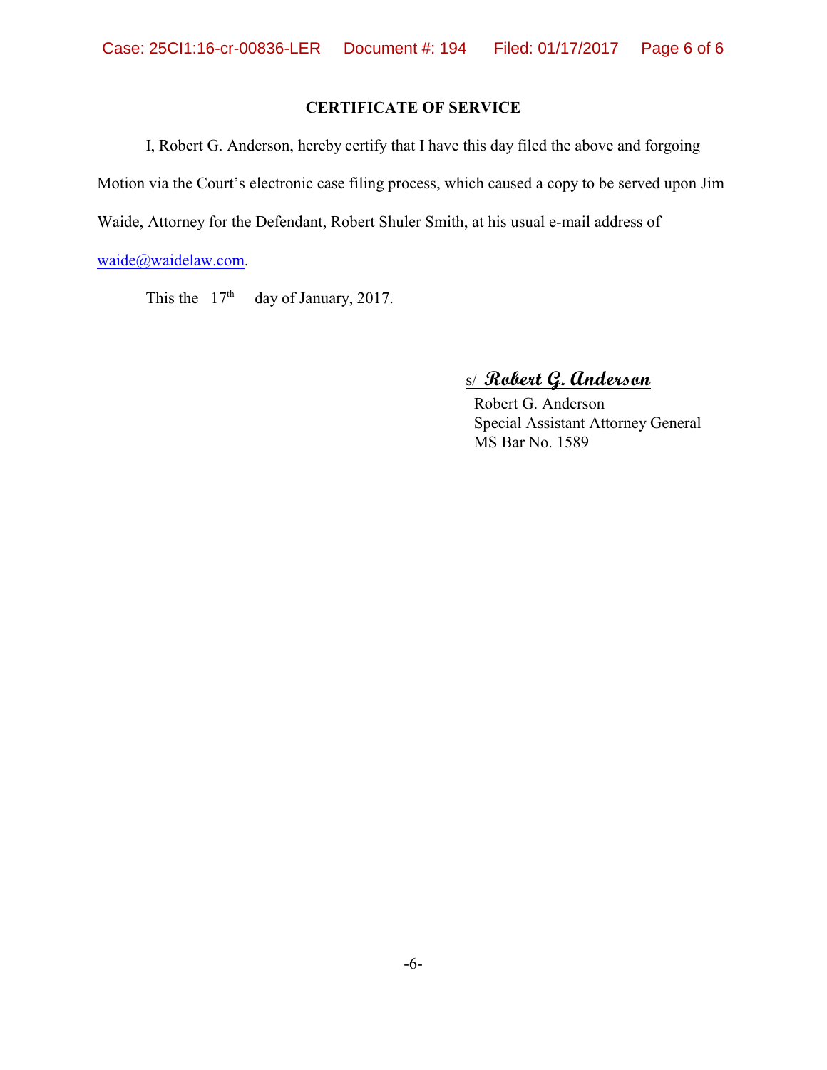## CERTIFICATE OF SERVICE

I, Robert G. Anderson, hereby certify that I have this day filed the above and forgoing Motion via the Court's electronic case filing process, which caused a copy to be served upon Jim Waide, Attorney for the Defendant, Robert Shuler Smith, at his usual e-mail address of waide@waidelaw.com.

This the 17th day of January, 2017.

s/ *Robert G. Anderson*
Robert G. Anderson
Special Assistant Attorney General
MS Bar No. 1589